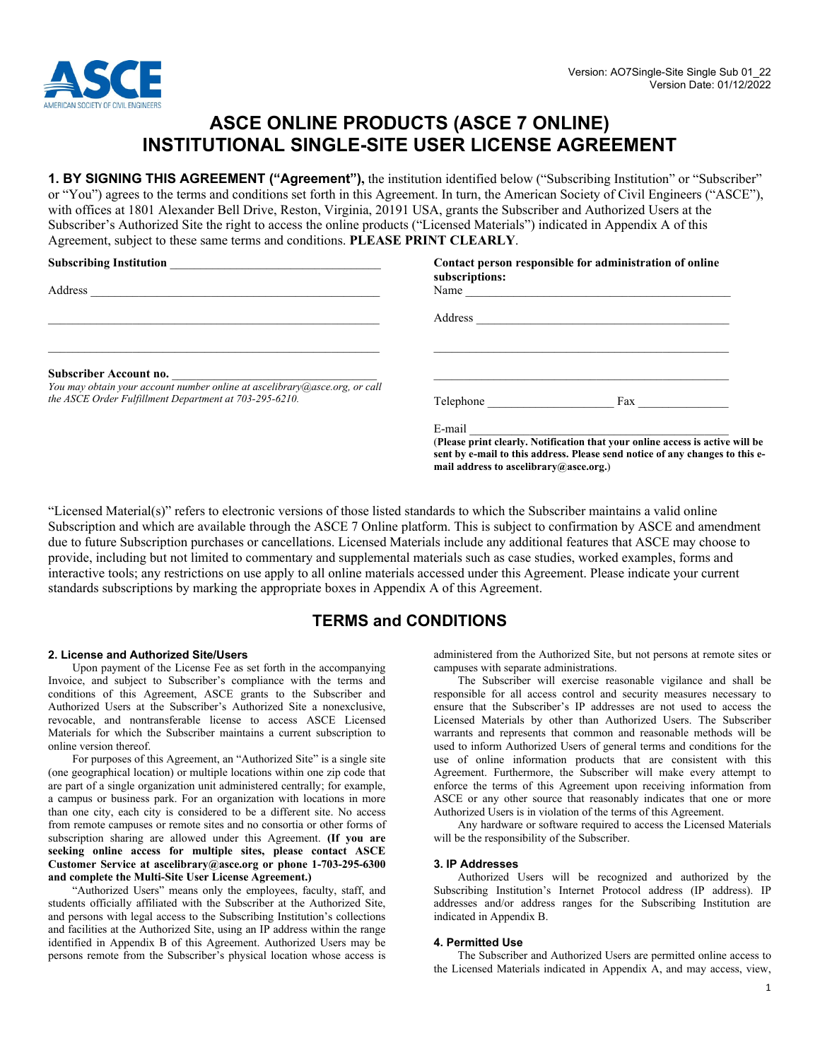Version: AO7Single-Site Single Sub 01_22
Version Date: 01/12/2022

# ASCE ONLINE PRODUCTS (ASCE 7 ONLINE) INSTITUTIONAL SINGLE-SITE USER LICENSE AGREEMENT

**1. BY SIGNING THIS AGREEMENT ("Agreement"),** the institution identified below ("Subscribing Institution" or "Subscriber" or "You") agrees to the terms and conditions set forth in this Agreement. In turn, the American Society of Civil Engineers ("ASCE"), with offices at 1801 Alexander Bell Drive, Reston, Virginia, 20191 USA, grants the Subscriber and Authorized Users at the Subscriber's Authorized Site the right to access the online products ("Licensed Materials") indicated in Appendix A of this Agreement, subject to these same terms and conditions. **PLEASE PRINT CLEARLY**.

**Subscribing Institution** ______________________________

Address ______________________________

______________________________

______________________________

**Subscriber Account no.** ______________________________

*You may obtain your account number online at ascelibrary@asce.org, or call the ASCE Order Fulfillment Department at 703-295-6210.*

**Contact person responsible for administration of online subscriptions:**

Name ______________________________

Address ______________________________

______________________________

______________________________

Telephone ____________________ Fax ______________

E-mail ______________________________

(**Please print clearly. Notification that your online access is active will be sent by e-mail to this address. Please send notice of any changes to this e-mail address to ascelibrary@asce.org.**)

"Licensed Material(s)" refers to electronic versions of those listed standards to which the Subscriber maintains a valid online Subscription and which are available through the ASCE 7 Online platform. This is subject to confirmation by ASCE and amendment due to future Subscription purchases or cancellations. Licensed Materials include any additional features that ASCE may choose to provide, including but not limited to commentary and supplemental materials such as case studies, worked examples, forms and interactive tools; any restrictions on use apply to all online materials accessed under this Agreement. Please indicate your current standards subscriptions by marking the appropriate boxes in Appendix A of this Agreement.

## TERMS and CONDITIONS

### 2. License and Authorized Site/Users

Upon payment of the License Fee as set forth in the accompanying Invoice, and subject to Subscriber's compliance with the terms and conditions of this Agreement, ASCE grants to the Subscriber and Authorized Users at the Subscriber's Authorized Site a nonexclusive, revocable, and nontransferable license to access ASCE Licensed Materials for which the Subscriber maintains a current subscription to online version thereof.

For purposes of this Agreement, an "Authorized Site" is a single site (one geographical location) or multiple locations within one zip code that are part of a single organization unit administered centrally; for example, a campus or business park. For an organization with locations in more than one city, each city is considered to be a different site. No access from remote campuses or remote sites and no consortia or other forms of subscription sharing are allowed under this Agreement. **(If you are seeking online access for multiple sites, please contact ASCE Customer Service at ascelibrary@asce.org or phone 1-703-295-6300 and complete the Multi-Site User License Agreement.)**

"Authorized Users" means only the employees, faculty, staff, and students officially affiliated with the Subscriber at the Authorized Site, and persons with legal access to the Subscribing Institution's collections and facilities at the Authorized Site, using an IP address within the range identified in Appendix B of this Agreement. Authorized Users may be persons remote from the Subscriber's physical location whose access is administered from the Authorized Site, but not persons at remote sites or campuses with separate administrations.

The Subscriber will exercise reasonable vigilance and shall be responsible for all access control and security measures necessary to ensure that the Subscriber's IP addresses are not used to access the Licensed Materials by other than Authorized Users. The Subscriber warrants and represents that common and reasonable methods will be used to inform Authorized Users of general terms and conditions for the use of online information products that are consistent with this Agreement. Furthermore, the Subscriber will make every attempt to enforce the terms of this Agreement upon receiving information from ASCE or any other source that reasonably indicates that one or more Authorized Users is in violation of the terms of this Agreement.

Any hardware or software required to access the Licensed Materials will be the responsibility of the Subscriber.

### 3. IP Addresses

Authorized Users will be recognized and authorized by the Subscribing Institution's Internet Protocol address (IP address). IP addresses and/or address ranges for the Subscribing Institution are indicated in Appendix B.

### 4. Permitted Use

The Subscriber and Authorized Users are permitted online access to the Licensed Materials indicated in Appendix A, and may access, view,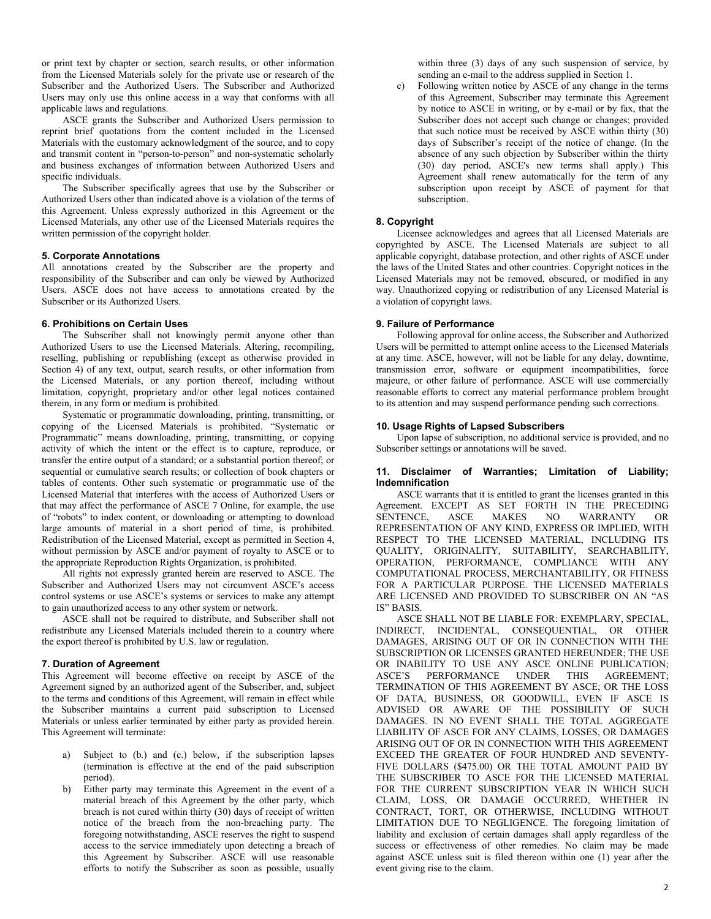or print text by chapter or section, search results, or other information from the Licensed Materials solely for the private use or research of the Subscriber and the Authorized Users. The Subscriber and Authorized Users may only use this online access in a way that conforms with all applicable laws and regulations.

ASCE grants the Subscriber and Authorized Users permission to reprint brief quotations from the content included in the Licensed Materials with the customary acknowledgment of the source, and to copy and transmit content in "person-to-person" and non-systematic scholarly and business exchanges of information between Authorized Users and specific individuals.

The Subscriber specifically agrees that use by the Subscriber or Authorized Users other than indicated above is a violation of the terms of this Agreement. Unless expressly authorized in this Agreement or the Licensed Materials, any other use of the Licensed Materials requires the written permission of the copyright holder.

### 5. Corporate Annotations

All annotations created by the Subscriber are the property and responsibility of the Subscriber and can only be viewed by Authorized Users. ASCE does not have access to annotations created by the Subscriber or its Authorized Users.

### 6. Prohibitions on Certain Uses

The Subscriber shall not knowingly permit anyone other than Authorized Users to use the Licensed Materials. Altering, recompiling, reselling, publishing or republishing (except as otherwise provided in Section 4) of any text, output, search results, or other information from the Licensed Materials, or any portion thereof, including without limitation, copyright, proprietary and/or other legal notices contained therein, in any form or medium is prohibited.

Systematic or programmatic downloading, printing, transmitting, or copying of the Licensed Materials is prohibited. "Systematic or Programmatic" means downloading, printing, transmitting, or copying activity of which the intent or the effect is to capture, reproduce, or transfer the entire output of a standard; or a substantial portion thereof; or sequential or cumulative search results; or collection of book chapters or tables of contents. Other such systematic or programmatic use of the Licensed Material that interferes with the access of Authorized Users or that may affect the performance of ASCE 7 Online, for example, the use of "robots" to index content, or downloading or attempting to download large amounts of material in a short period of time, is prohibited. Redistribution of the Licensed Material, except as permitted in Section 4, without permission by ASCE and/or payment of royalty to ASCE or to the appropriate Reproduction Rights Organization, is prohibited.

All rights not expressly granted herein are reserved to ASCE. The Subscriber and Authorized Users may not circumvent ASCE's access control systems or use ASCE's systems or services to make any attempt to gain unauthorized access to any other system or network.

ASCE shall not be required to distribute, and Subscriber shall not redistribute any Licensed Materials included therein to a country where the export thereof is prohibited by U.S. law or regulation.

### 7. Duration of Agreement

This Agreement will become effective on receipt by ASCE of the Agreement signed by an authorized agent of the Subscriber, and, subject to the terms and conditions of this Agreement, will remain in effect while the Subscriber maintains a current paid subscription to Licensed Materials or unless earlier terminated by either party as provided herein. This Agreement will terminate:

a) Subject to (b.) and (c.) below, if the subscription lapses (termination is effective at the end of the paid subscription period).
b) Either party may terminate this Agreement in the event of a material breach of this Agreement by the other party, which breach is not cured within thirty (30) days of receipt of written notice of the breach from the non-breaching party. The foregoing notwithstanding, ASCE reserves the right to suspend access to the service immediately upon detecting a breach of this Agreement by Subscriber. ASCE will use reasonable efforts to notify the Subscriber as soon as possible, usually within three (3) days of any such suspension of service, by sending an e-mail to the address supplied in Section 1.
c) Following written notice by ASCE of any change in the terms of this Agreement, Subscriber may terminate this Agreement by notice to ASCE in writing, or by e-mail or by fax, that the Subscriber does not accept such change or changes; provided that such notice must be received by ASCE within thirty (30) days of Subscriber's receipt of the notice of change. (In the absence of any such objection by Subscriber within the thirty (30) day period, ASCE's new terms shall apply.) This Agreement shall renew automatically for the term of any subscription upon receipt by ASCE of payment for that subscription.

### 8. Copyright

Licensee acknowledges and agrees that all Licensed Materials are copyrighted by ASCE. The Licensed Materials are subject to all applicable copyright, database protection, and other rights of ASCE under the laws of the United States and other countries. Copyright notices in the Licensed Materials may not be removed, obscured, or modified in any way. Unauthorized copying or redistribution of any Licensed Material is a violation of copyright laws.

### 9. Failure of Performance

Following approval for online access, the Subscriber and Authorized Users will be permitted to attempt online access to the Licensed Materials at any time. ASCE, however, will not be liable for any delay, downtime, transmission error, software or equipment incompatibilities, force majeure, or other failure of performance. ASCE will use commercially reasonable efforts to correct any material performance problem brought to its attention and may suspend performance pending such corrections.

### 10. Usage Rights of Lapsed Subscribers

Upon lapse of subscription, no additional service is provided, and no Subscriber settings or annotations will be saved.

### 11. Disclaimer of Warranties; Limitation of Liability; Indemnification

ASCE warrants that it is entitled to grant the licenses granted in this Agreement. EXCEPT AS SET FORTH IN THE PRECEDING SENTENCE, ASCE MAKES NO WARRANTY OR REPRESENTATION OF ANY KIND, EXPRESS OR IMPLIED, WITH RESPECT TO THE LICENSED MATERIAL, INCLUDING ITS QUALITY, ORIGINALITY, SUITABILITY, SEARCHABILITY, OPERATION, PERFORMANCE, COMPLIANCE WITH ANY COMPUTATIONAL PROCESS, MERCHANTABILITY, OR FITNESS FOR A PARTICULAR PURPOSE. THE LICENSED MATERIALS ARE LICENSED AND PROVIDED TO SUBSCRIBER ON AN "AS IS" BASIS.

ASCE SHALL NOT BE LIABLE FOR: EXEMPLARY, SPECIAL, INDIRECT, INCIDENTAL, CONSEQUENTIAL, OR OTHER DAMAGES, ARISING OUT OF OR IN CONNECTION WITH THE SUBSCRIPTION OR LICENSES GRANTED HEREUNDER; THE USE OR INABILITY TO USE ANY ASCE ONLINE PUBLICATION; ASCE'S PERFORMANCE UNDER THIS AGREEMENT; TERMINATION OF THIS AGREEMENT BY ASCE; OR THE LOSS OF DATA, BUSINESS, OR GOODWILL, EVEN IF ASCE IS ADVISED OR AWARE OF THE POSSIBILITY OF SUCH DAMAGES. IN NO EVENT SHALL THE TOTAL AGGREGATE LIABILITY OF ASCE FOR ANY CLAIMS, LOSSES, OR DAMAGES ARISING OUT OF OR IN CONNECTION WITH THIS AGREEMENT EXCEED THE GREATER OF FOUR HUNDRED AND SEVENTY-FIVE DOLLARS ($475.00) OR THE TOTAL AMOUNT PAID BY THE SUBSCRIBER TO ASCE FOR THE LICENSED MATERIAL FOR THE CURRENT SUBSCRIPTION YEAR IN WHICH SUCH CLAIM, LOSS, OR DAMAGE OCCURRED, WHETHER IN CONTRACT, TORT, OR OTHERWISE, INCLUDING WITHOUT LIMITATION DUE TO NEGLIGENCE. The foregoing limitation of liability and exclusion of certain damages shall apply regardless of the success or effectiveness of other remedies. No claim may be made against ASCE unless suit is filed thereon within one (1) year after the event giving rise to the claim.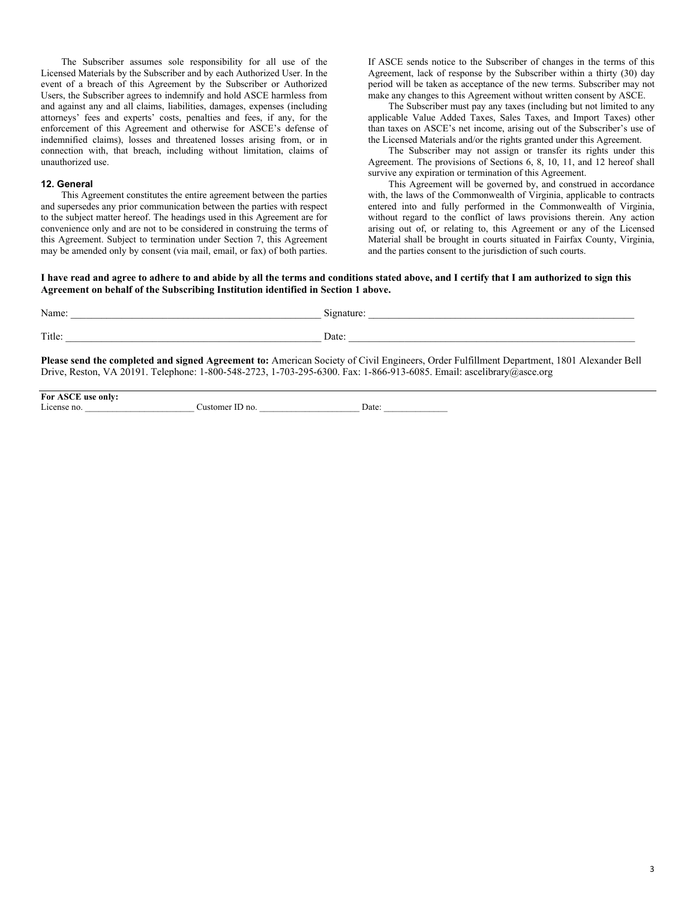The Subscriber assumes sole responsibility for all use of the Licensed Materials by the Subscriber and by each Authorized User. In the event of a breach of this Agreement by the Subscriber or Authorized Users, the Subscriber agrees to indemnify and hold ASCE harmless from and against any and all claims, liabilities, damages, expenses (including attorneys' fees and experts' costs, penalties and fees, if any, for the enforcement of this Agreement and otherwise for ASCE's defense of indemnified claims), losses and threatened losses arising from, or in connection with, that breach, including without limitation, claims of unauthorized use.

**12. General**

This Agreement constitutes the entire agreement between the parties and supersedes any prior communication between the parties with respect to the subject matter hereof. The headings used in this Agreement are for convenience only and are not to be considered in construing the terms of this Agreement. Subject to termination under Section 7, this Agreement may be amended only by consent (via mail, email, or fax) of both parties. If ASCE sends notice to the Subscriber of changes in the terms of this Agreement, lack of response by the Subscriber within a thirty (30) day period will be taken as acceptance of the new terms. Subscriber may not make any changes to this Agreement without written consent by ASCE.

The Subscriber must pay any taxes (including but not limited to any applicable Value Added Taxes, Sales Taxes, and Import Taxes) other than taxes on ASCE's net income, arising out of the Subscriber's use of the Licensed Materials and/or the rights granted under this Agreement.

The Subscriber may not assign or transfer its rights under this Agreement. The provisions of Sections 6, 8, 10, 11, and 12 hereof shall survive any expiration or termination of this Agreement.

This Agreement will be governed by, and construed in accordance with, the laws of the Commonwealth of Virginia, applicable to contracts entered into and fully performed in the Commonwealth of Virginia, without regard to the conflict of laws provisions therein. Any action arising out of, or relating to, this Agreement or any of the Licensed Material shall be brought in courts situated in Fairfax County, Virginia, and the parties consent to the jurisdiction of such courts.

**I have read and agree to adhere to and abide by all the terms and conditions stated above, and I certify that I am authorized to sign this Agreement on behalf of the Subscribing Institution identified in Section 1 above.**

Name: ________________________________________________ Signature: ____________________________________________________

Title: _________________________________________________ Date: _________________________________________________________

**Please send the completed and signed Agreement to:** American Society of Civil Engineers, Order Fulfillment Department, 1801 Alexander Bell Drive, Reston, VA 20191. Telephone: 1-800-548-2723, 1-703-295-6300. Fax: 1-866-913-6085. Email: ascelibrary@asce.org

---

**For ASCE use only:**

License no. _______________________ Customer ID no. _____________________ Date: _____________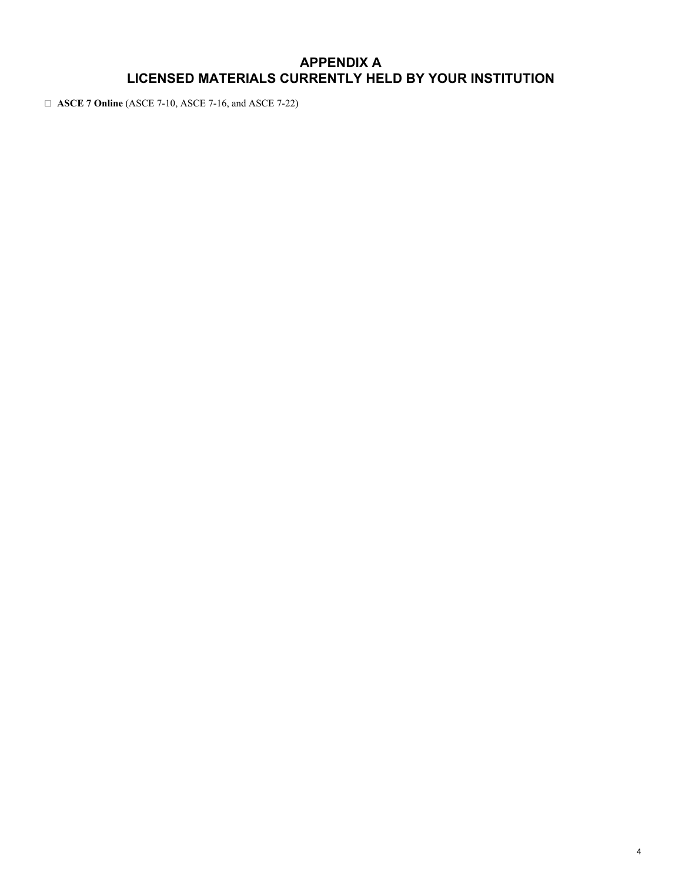# APPENDIX A
# LICENSED MATERIALS CURRENTLY HELD BY YOUR INSTITUTION

□ **ASCE 7 Online** (ASCE 7-10, ASCE 7-16, and ASCE 7-22)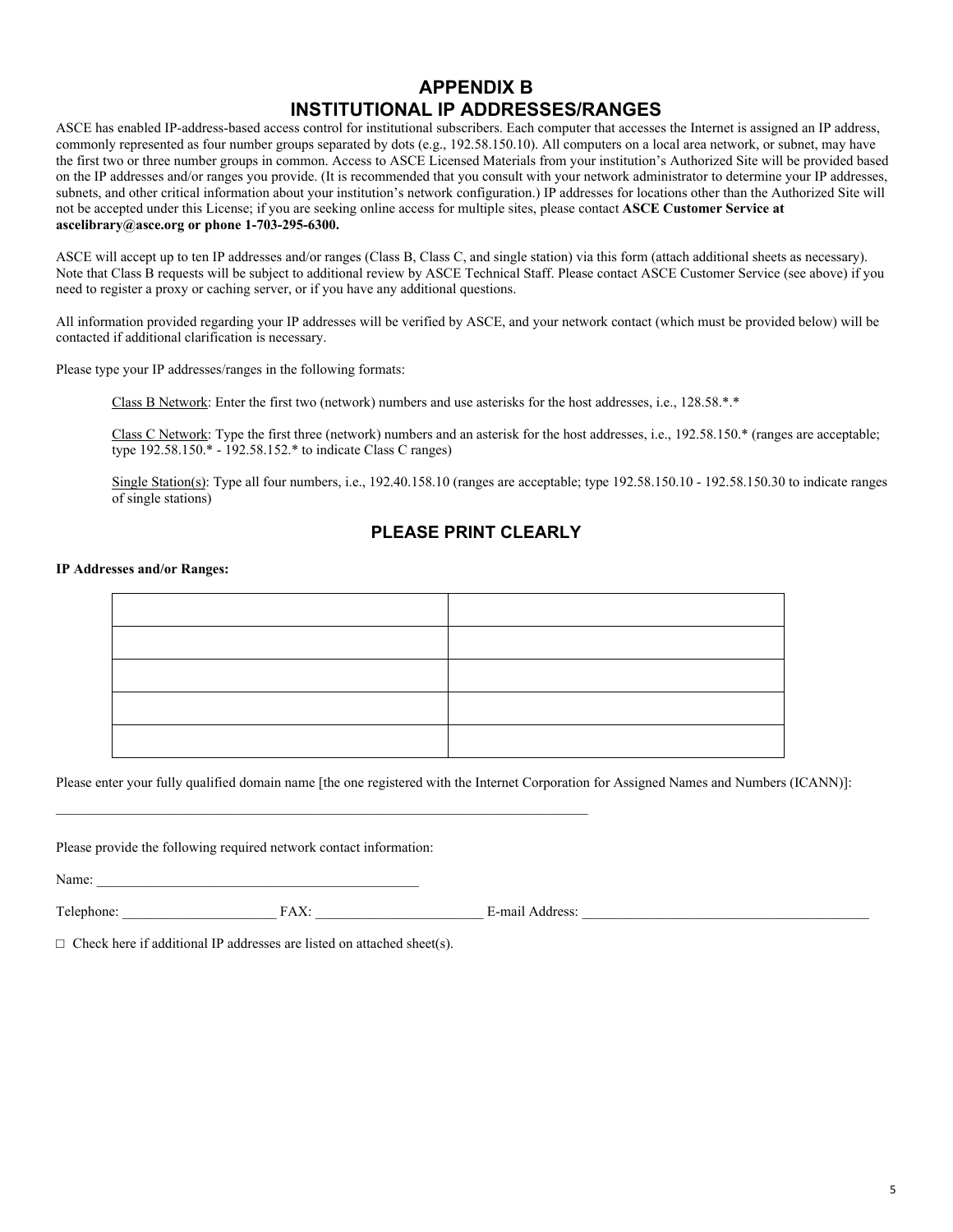# APPENDIX B
# INSTITUTIONAL IP ADDRESSES/RANGES

ASCE has enabled IP-address-based access control for institutional subscribers. Each computer that accesses the Internet is assigned an IP address, commonly represented as four number groups separated by dots (e.g., 192.58.150.10). All computers on a local area network, or subnet, may have the first two or three number groups in common. Access to ASCE Licensed Materials from your institution's Authorized Site will be provided based on the IP addresses and/or ranges you provide. (It is recommended that you consult with your network administrator to determine your IP addresses, subnets, and other critical information about your institution's network configuration.) IP addresses for locations other than the Authorized Site will not be accepted under this License; if you are seeking online access for multiple sites, please contact **ASCE Customer Service at ascelibrary@asce.org or phone 1-703-295-6300.**

ASCE will accept up to ten IP addresses and/or ranges (Class B, Class C, and single station) via this form (attach additional sheets as necessary). Note that Class B requests will be subject to additional review by ASCE Technical Staff. Please contact ASCE Customer Service (see above) if you need to register a proxy or caching server, or if you have any additional questions.

All information provided regarding your IP addresses will be verified by ASCE, and your network contact (which must be provided below) will be contacted if additional clarification is necessary.

Please type your IP addresses/ranges in the following formats:

> Class B Network: Enter the first two (network) numbers and use asterisks for the host addresses, i.e., 128.58.*.*
>
> Class C Network: Type the first three (network) numbers and an asterisk for the host addresses, i.e., 192.58.150.* (ranges are acceptable; type 192.58.150.* - 192.58.152.* to indicate Class C ranges)
>
> Single Station(s): Type all four numbers, i.e., 192.40.158.10 (ranges are acceptable; type 192.58.150.10 - 192.58.150.30 to indicate ranges of single stations)

## PLEASE PRINT CLEARLY

**IP Addresses and/or Ranges:**

| | |
|---|---|
| | |
| | |
| | |
| | |
| | |

Please enter your fully qualified domain name [the one registered with the Internet Corporation for Assigned Names and Numbers (ICANN)]:

\_\_\_\_\_\_\_\_\_\_\_\_\_\_\_\_\_\_\_\_\_\_\_\_\_\_\_\_\_\_\_\_\_\_\_\_\_\_\_\_\_\_\_\_\_\_\_\_\_\_\_\_\_\_\_\_\_\_\_\_\_\_\_\_\_\_\_\_\_\_\_\_\_\_\_\_

Please provide the following required network contact information:

Name: \_\_\_\_\_\_\_\_\_\_\_\_\_\_\_\_\_\_\_\_\_\_\_\_\_\_\_\_\_\_\_\_\_\_\_\_\_\_\_\_\_\_\_\_

Telephone: \_\_\_\_\_\_\_\_\_\_\_\_\_\_\_\_\_\_\_\_\_\_ FAX: \_\_\_\_\_\_\_\_\_\_\_\_\_\_\_\_\_\_\_\_\_\_\_\_ E-mail Address: \_\_\_\_\_\_\_\_\_\_\_\_\_\_\_\_\_\_\_\_\_\_\_\_\_\_\_\_\_\_\_\_\_\_\_\_\_\_\_\_

□ Check here if additional IP addresses are listed on attached sheet(s).